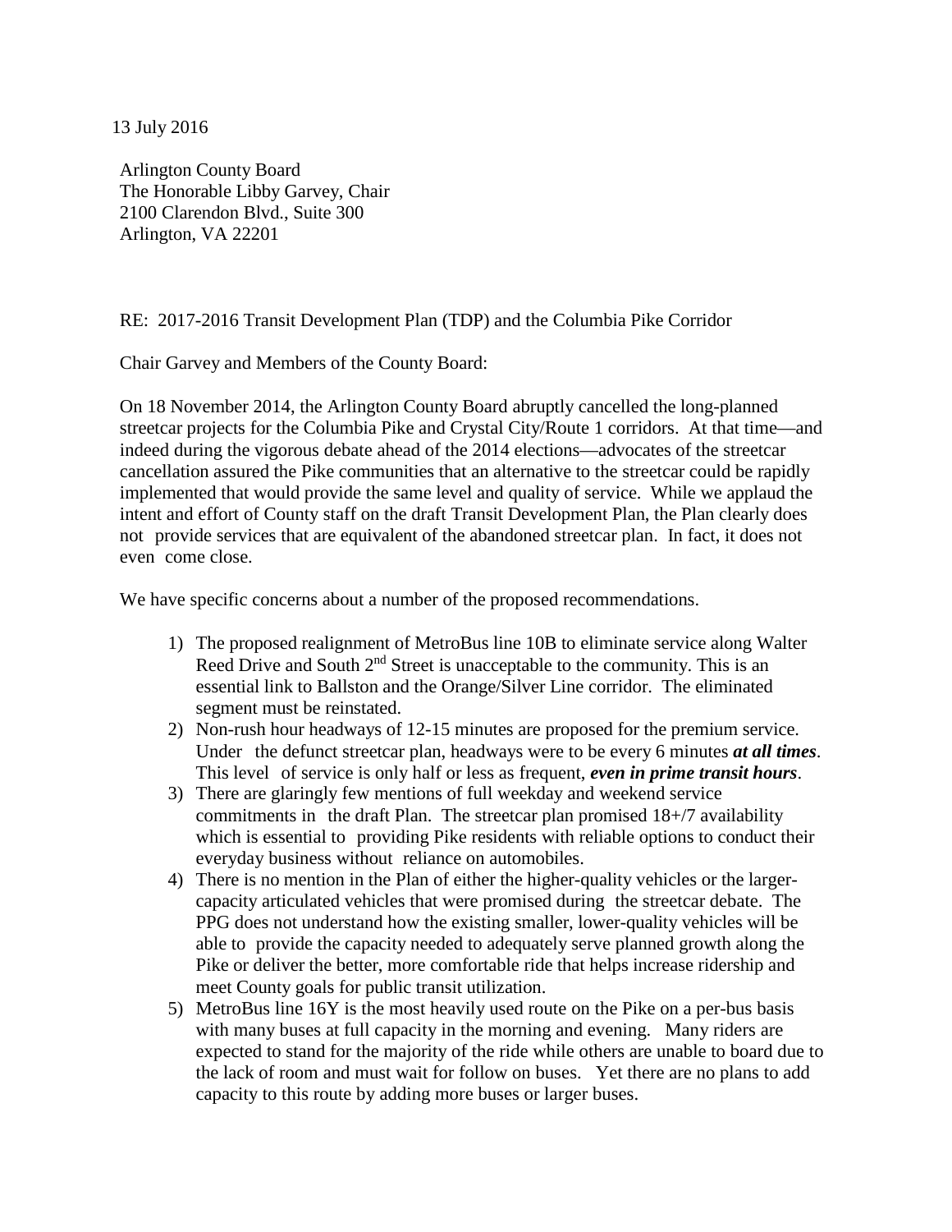13 July 2016

Arlington County Board  
The Honorable Libby Garvey, Chair  
2100 Clarendon Blvd., Suite 300  
Arlington, VA 22201

RE: 2017-2016 Transit Development Plan (TDP) and the Columbia Pike Corridor

Chair Garvey and Members of the County Board:

On 18 November 2014, the Arlington County Board abruptly cancelled the long-planned streetcar projects for the Columbia Pike and Crystal City/Route 1 corridors. At that time—and indeed during the vigorous debate ahead of the 2014 elections—advocates of the streetcar cancellation assured the Pike communities that an alternative to the streetcar could be rapidly implemented that would provide the same level and quality of service. While we applaud the intent and effort of County staff on the draft Transit Development Plan, the Plan clearly does not provide services that are equivalent of the abandoned streetcar plan. In fact, it does not even come close.

We have specific concerns about a number of the proposed recommendations.

1) The proposed realignment of MetroBus line 10B to eliminate service along Walter Reed Drive and South 2nd Street is unacceptable to the community. This is an essential link to Ballston and the Orange/Silver Line corridor. The eliminated segment must be reinstated.
2) Non-rush hour headways of 12-15 minutes are proposed for the premium service. Under the defunct streetcar plan, headways were to be every 6 minutes ***at all times***. This level of service is only half or less as frequent, ***even in prime transit hours***.
3) There are glaringly few mentions of full weekday and weekend service commitments in the draft Plan. The streetcar plan promised 18+/7 availability which is essential to providing Pike residents with reliable options to conduct their everyday business without reliance on automobiles.
4) There is no mention in the Plan of either the higher-quality vehicles or the larger-capacity articulated vehicles that were promised during the streetcar debate. The PPG does not understand how the existing smaller, lower-quality vehicles will be able to provide the capacity needed to adequately serve planned growth along the Pike or deliver the better, more comfortable ride that helps increase ridership and meet County goals for public transit utilization.
5) MetroBus line 16Y is the most heavily used route on the Pike on a per-bus basis with many buses at full capacity in the morning and evening. Many riders are expected to stand for the majority of the ride while others are unable to board due to the lack of room and must wait for follow on buses. Yet there are no plans to add capacity to this route by adding more buses or larger buses.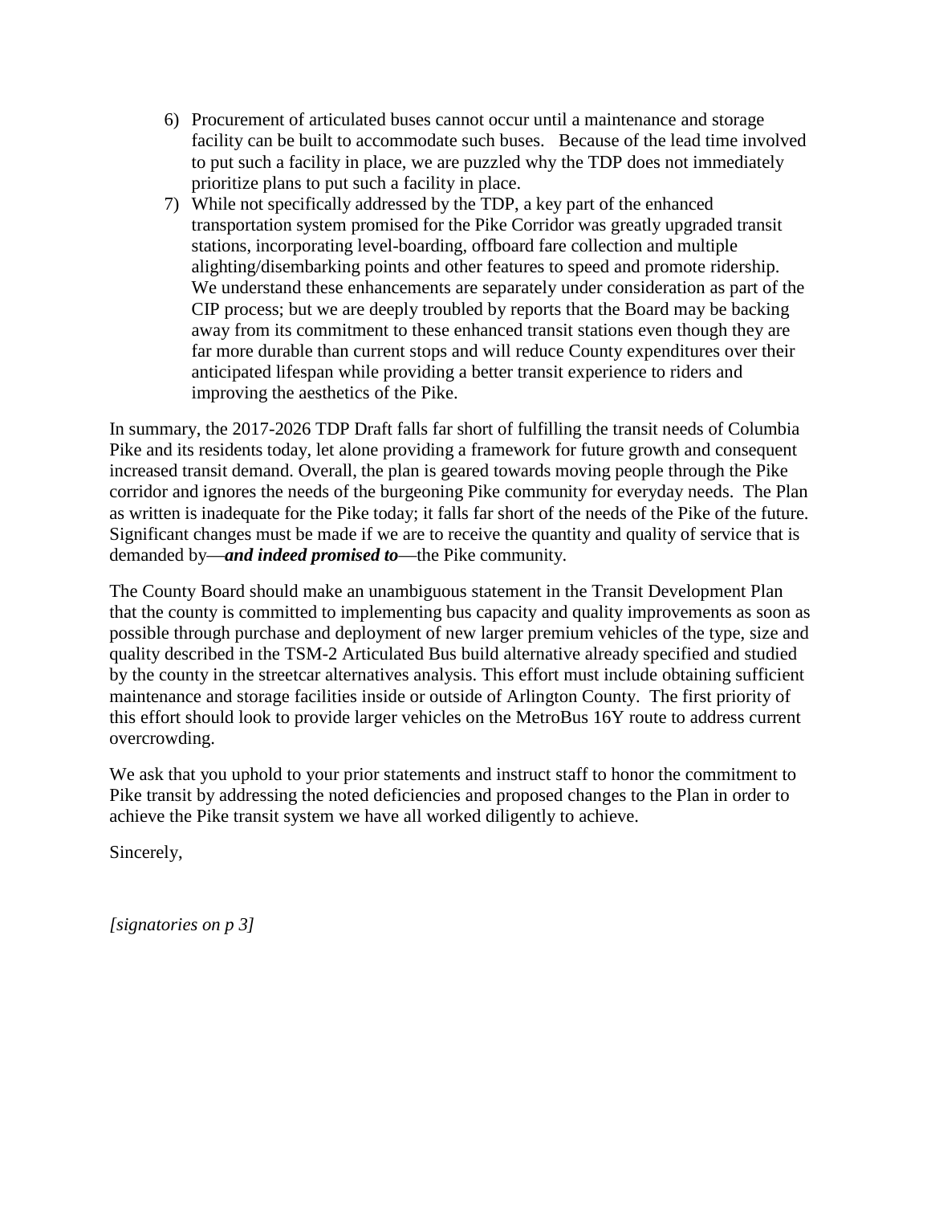6) Procurement of articulated buses cannot occur until a maintenance and storage facility can be built to accommodate such buses. Because of the lead time involved to put such a facility in place, we are puzzled why the TDP does not immediately prioritize plans to put such a facility in place.
7) While not specifically addressed by the TDP, a key part of the enhanced transportation system promised for the Pike Corridor was greatly upgraded transit stations, incorporating level-boarding, offboard fare collection and multiple alighting/disembarking points and other features to speed and promote ridership. We understand these enhancements are separately under consideration as part of the CIP process; but we are deeply troubled by reports that the Board may be backing away from its commitment to these enhanced transit stations even though they are far more durable than current stops and will reduce County expenditures over their anticipated lifespan while providing a better transit experience to riders and improving the aesthetics of the Pike.

In summary, the 2017-2026 TDP Draft falls far short of fulfilling the transit needs of Columbia Pike and its residents today, let alone providing a framework for future growth and consequent increased transit demand. Overall, the plan is geared towards moving people through the Pike corridor and ignores the needs of the burgeoning Pike community for everyday needs. The Plan as written is inadequate for the Pike today; it falls far short of the needs of the Pike of the future. Significant changes must be made if we are to receive the quantity and quality of service that is demanded by—***and indeed promised to***—the Pike community.

The County Board should make an unambiguous statement in the Transit Development Plan that the county is committed to implementing bus capacity and quality improvements as soon as possible through purchase and deployment of new larger premium vehicles of the type, size and quality described in the TSM-2 Articulated Bus build alternative already specified and studied by the county in the streetcar alternatives analysis. This effort must include obtaining sufficient maintenance and storage facilities inside or outside of Arlington County. The first priority of this effort should look to provide larger vehicles on the MetroBus 16Y route to address current overcrowding.

We ask that you uphold to your prior statements and instruct staff to honor the commitment to Pike transit by addressing the noted deficiencies and proposed changes to the Plan in order to achieve the Pike transit system we have all worked diligently to achieve.

Sincerely,

*[signatories on p 3]*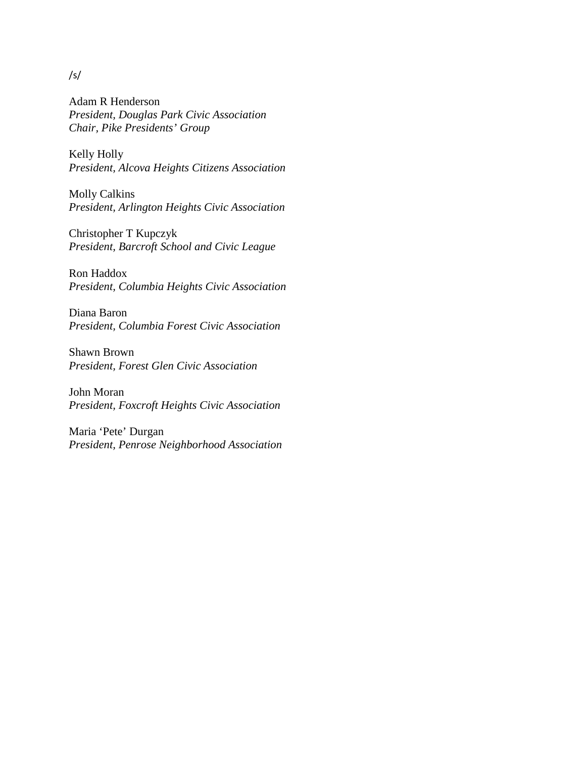/s/

Adam R Henderson  
*President, Douglas Park Civic Association*  
*Chair, Pike Presidents' Group*

Kelly Holly  
*President, Alcova Heights Citizens Association*

Molly Calkins  
*President, Arlington Heights Civic Association*

Christopher T Kupczyk  
*President, Barcroft School and Civic League*

Ron Haddox  
*President, Columbia Heights Civic Association*

Diana Baron  
*President, Columbia Forest Civic Association*

Shawn Brown  
*President, Forest Glen Civic Association*

John Moran  
*President, Foxcroft Heights Civic Association*

Maria 'Pete' Durgan  
*President, Penrose Neighborhood Association*